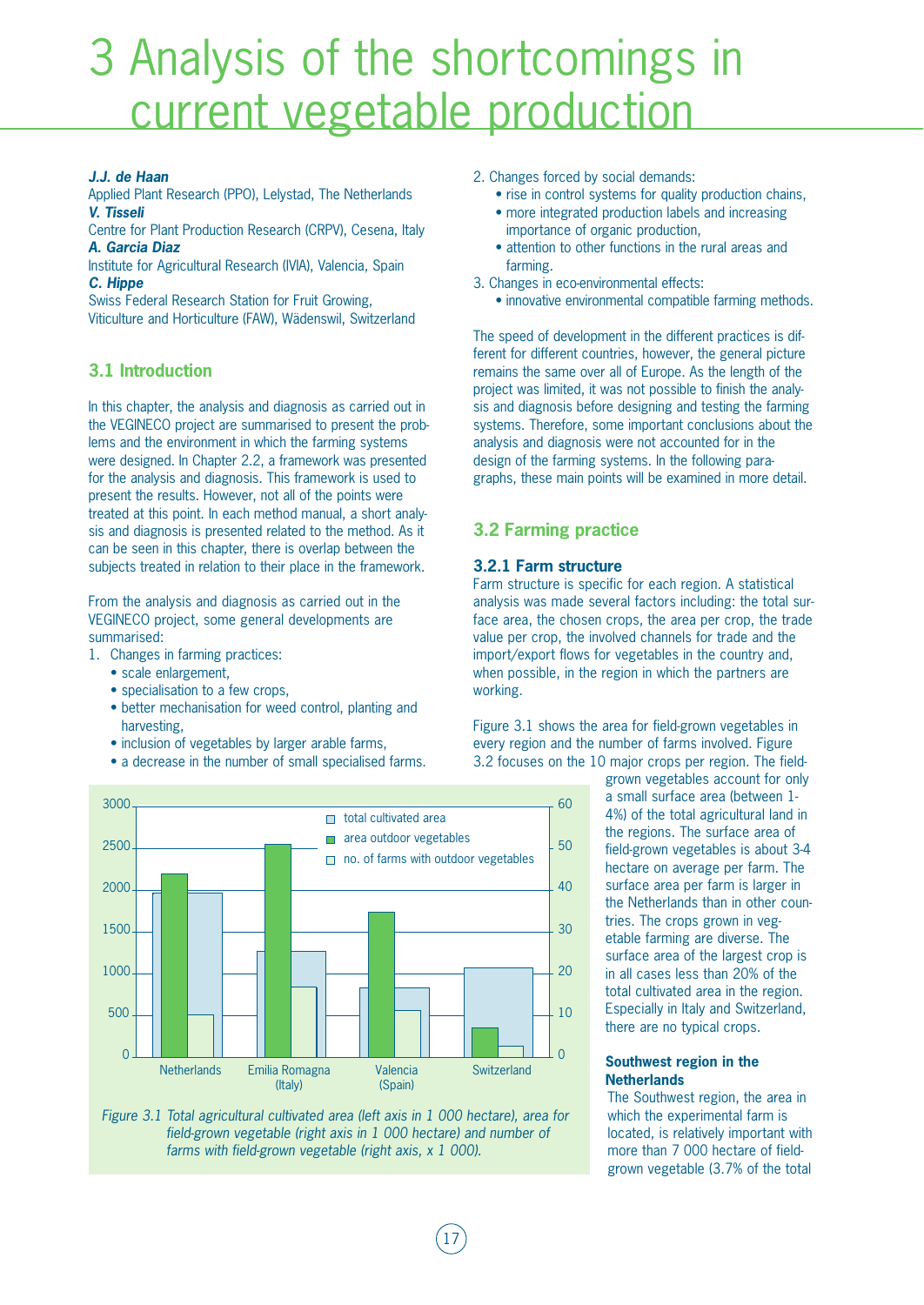# 3 Analysis of the shortcomings in current vegetable production

***J.J. de Haan***
Applied Plant Research (PPO), Lelystad, The Netherlands
***V. Tisseli***
Centre for Plant Production Research (CRPV), Cesena, Italy
***A. Garcia Diaz***
Institute for Agricultural Research (IVIA), Valencia, Spain
***C. Hippe***
Swiss Federal Research Station for Fruit Growing, Viticulture and Horticulture (FAW), Wädenswil, Switzerland

## 3.1 Introduction

In this chapter, the analysis and diagnosis as carried out in the VEGINECO project are summarised to present the problems and the environment in which the farming systems were designed. In Chapter 2.2, a framework was presented for the analysis and diagnosis. This framework is used to present the results. However, not all of the points were treated at this point. In each method manual, a short analysis and diagnosis is presented related to the method. As it can be seen in this chapter, there is overlap between the subjects treated in relation to their place in the framework.

From the analysis and diagnosis as carried out in the VEGINECO project, some general developments are summarised:

1. Changes in farming practices:
   - scale enlargement,
   - specialisation to a few crops,
   - better mechanisation for weed control, planting and harvesting,
   - inclusion of vegetables by larger arable farms,
   - a decrease in the number of small specialised farms.
2. Changes forced by social demands:
   - rise in control systems for quality production chains,
   - more integrated production labels and increasing importance of organic production,
   - attention to other functions in the rural areas and farming.
3. Changes in eco-environmental effects:
   - innovative environmental compatible farming methods.

The speed of development in the different practices is different for different countries, however, the general picture remains the same over all of Europe. As the length of the project was limited, it was not possible to finish the analysis and diagnosis before designing and testing the farming systems. Therefore, some important conclusions about the analysis and diagnosis were not accounted for in the design of the farming systems. In the following paragraphs, these main points will be examined in more detail.

## 3.2 Farming practice

### 3.2.1 Farm structure

Farm structure is specific for each region. A statistical analysis was made several factors including: the total surface area, the chosen crops, the area per crop, the trade value per crop, the involved channels for trade and the import/export flows for vegetables in the country and, when possible, in the region in which the partners are working.

Figure 3.1 shows the area for field-grown vegetables in every region and the number of farms involved. Figure 3.2 focuses on the 10 major crops per region. The field-grown vegetables account for only a small surface area (between 1-4%) of the total agricultural land in the regions. The surface area of field-grown vegetables is about 3-4 hectare on average per farm. The surface area per farm is larger in the Netherlands than in other countries. The crops grown in vegetable farming are diverse. The surface area of the largest crop is in all cases less than 20% of the total cultivated area in the region. Especially in Italy and Switzerland, there are no typical crops.

*Figure 3.1 Total agricultural cultivated area (left axis in 1 000 hectare), area for field-grown vegetable (right axis in 1 000 hectare) and number of farms with field-grown vegetable (right axis, x 1 000).*

**Southwest region in the Netherlands**
The Southwest region, the area in which the experimental farm is located, is relatively important with more than 7 000 hectare of field-grown vegetable (3.7% of the total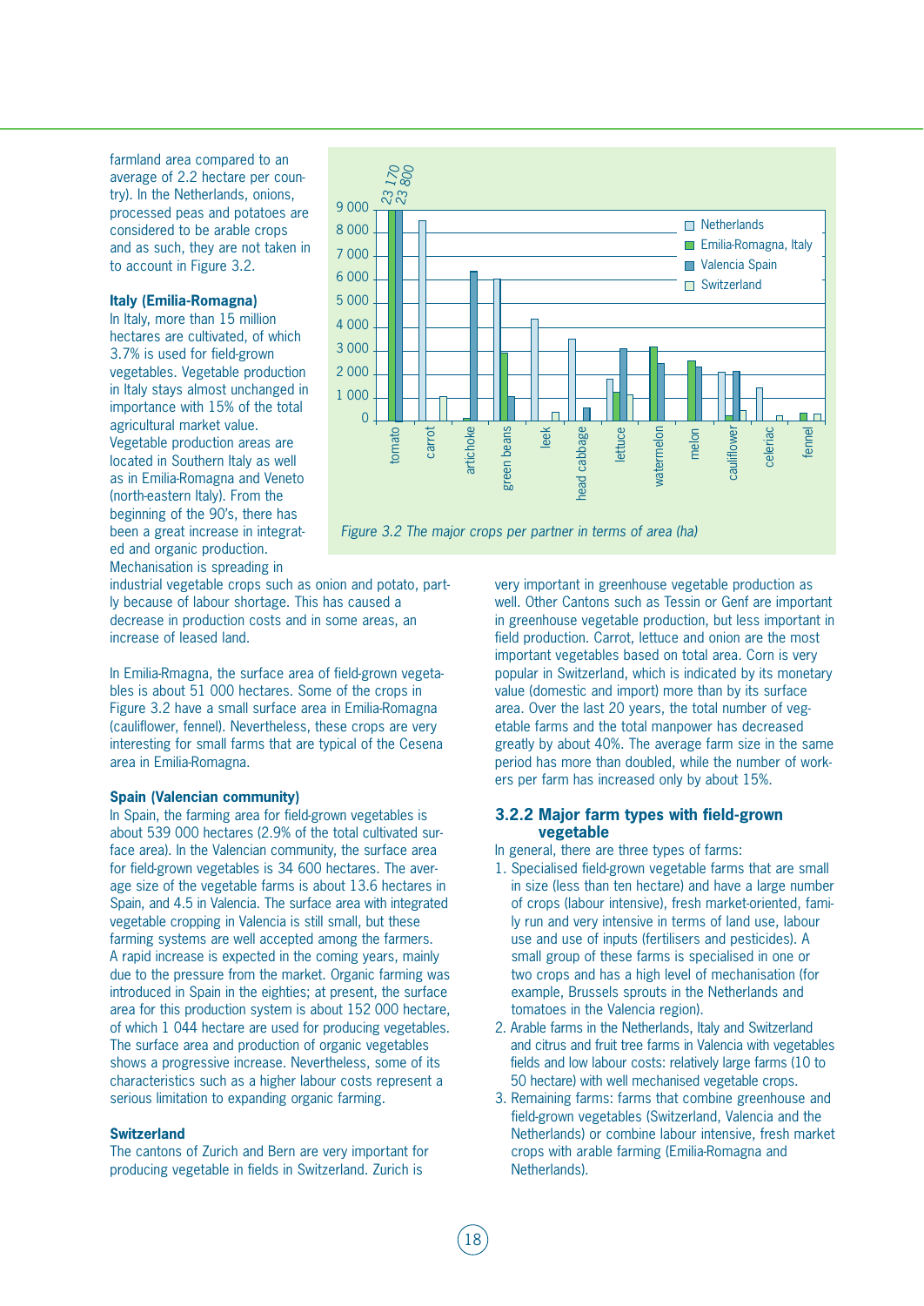farmland area compared to an average of 2.2 hectare per country). In the Netherlands, onions, processed peas and potatoes are considered to be arable crops and as such, they are not taken in to account in Figure 3.2.

Figure 3.2 The major crops per partner in terms of area (ha)

### Italy (Emilia-Romagna)

In Italy, more than 15 million hectares are cultivated, of which 3.7% is used for field-grown vegetables. Vegetable production in Italy stays almost unchanged in importance with 15% of the total agricultural market value. Vegetable production areas are located in Southern Italy as well as in Emilia-Romagna and Veneto (north-eastern Italy). From the beginning of the 90's, there has been a great increase in integrated and organic production. Mechanisation is spreading in industrial vegetable crops such as onion and potato, partly because of labour shortage. This has caused a decrease in production costs and in some areas, an increase of leased land.

In Emilia-Rmagna, the surface area of field-grown vegetables is about 51 000 hectares. Some of the crops in Figure 3.2 have a small surface area in Emilia-Romagna (cauliflower, fennel). Nevertheless, these crops are very interesting for small farms that are typical of the Cesena area in Emilia-Romagna.

### Spain (Valencian community)

In Spain, the farming area for field-grown vegetables is about 539 000 hectares (2.9% of the total cultivated surface area). In the Valencian community, the surface area for field-grown vegetables is 34 600 hectares. The average size of the vegetable farms is about 13.6 hectares in Spain, and 4.5 in Valencia. The surface area with integrated vegetable cropping in Valencia is still small, but these farming systems are well accepted among the farmers. A rapid increase is expected in the coming years, mainly due to the pressure from the market. Organic farming was introduced in Spain in the eighties; at present, the surface area for this production system is about 152 000 hectare, of which 1 044 hectare are used for producing vegetables. The surface area and production of organic vegetables shows a progressive increase. Nevertheless, some of its characteristics such as a higher labour costs represent a serious limitation to expanding organic farming.

### Switzerland

The cantons of Zurich and Bern are very important for producing vegetable in fields in Switzerland. Zurich is very important in greenhouse vegetable production as well. Other Cantons such as Tessin or Genf are important in greenhouse vegetable production, but less important in field production. Carrot, lettuce and onion are the most important vegetables based on total area. Corn is very popular in Switzerland, which is indicated by its monetary value (domestic and import) more than by its surface area. Over the last 20 years, the total number of vegetable farms and the total manpower has decreased greatly by about 40%. The average farm size in the same period has more than doubled, while the number of workers per farm has increased only by about 15%.

## 3.2.2 Major farm types with field-grown vegetable

In general, there are three types of farms:

1. Specialised field-grown vegetable farms that are small in size (less than ten hectare) and have a large number of crops (labour intensive), fresh market-oriented, family run and very intensive in terms of land use, labour use and use of inputs (fertilisers and pesticides). A small group of these farms is specialised in one or two crops and has a high level of mechanisation (for example, Brussels sprouts in the Netherlands and tomatoes in the Valencia region).
2. Arable farms in the Netherlands, Italy and Switzerland and citrus and fruit tree farms in Valencia with vegetables fields and low labour costs: relatively large farms (10 to 50 hectare) with well mechanised vegetable crops.
3. Remaining farms: farms that combine greenhouse and field-grown vegetables (Switzerland, Valencia and the Netherlands) or combine labour intensive, fresh market crops with arable farming (Emilia-Romagna and Netherlands).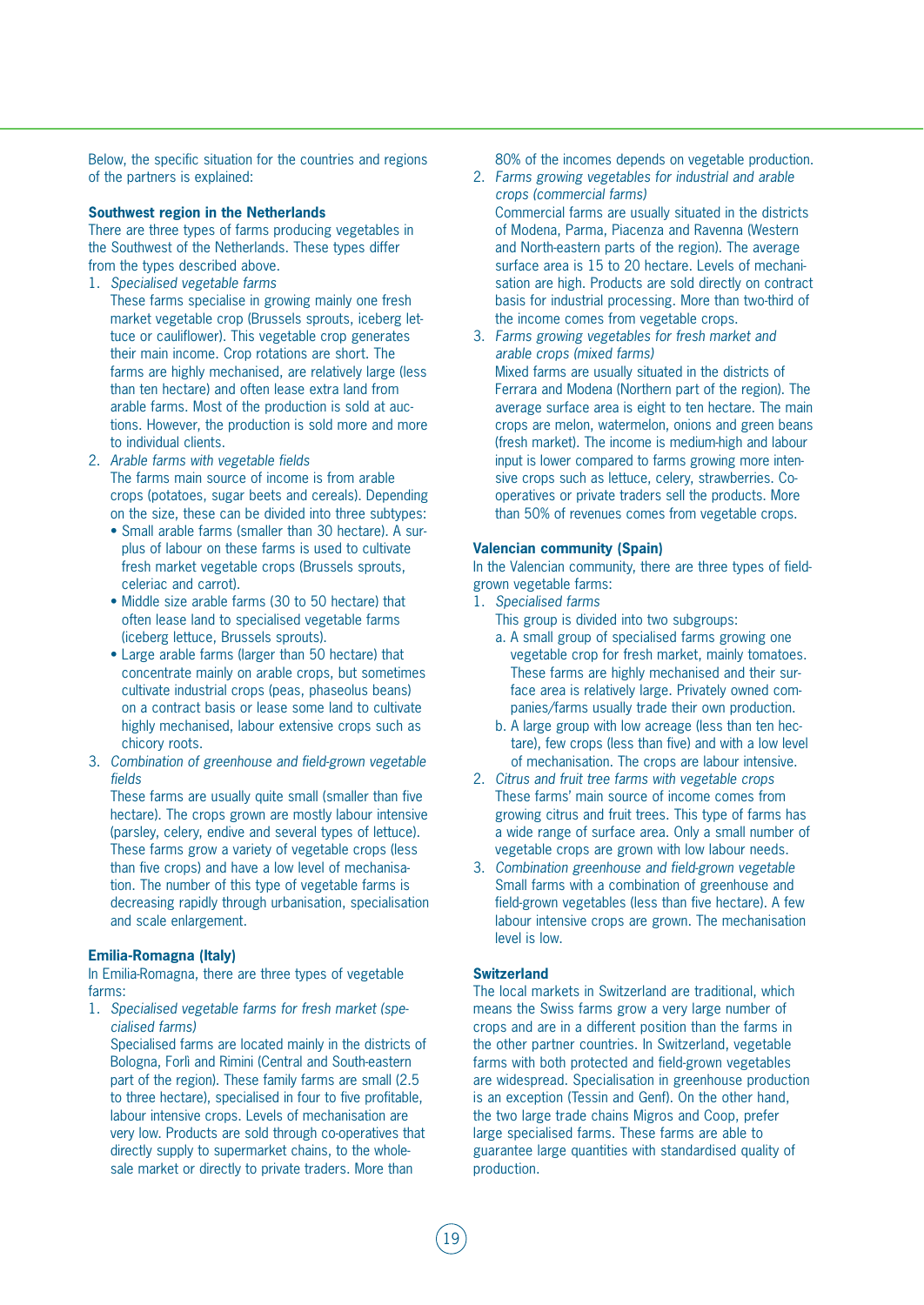Below, the specific situation for the countries and regions of the partners is explained:

**Southwest region in the Netherlands**

There are three types of farms producing vegetables in the Southwest of the Netherlands. These types differ from the types described above.

1. *Specialised vegetable farms*
   These farms specialise in growing mainly one fresh market vegetable crop (Brussels sprouts, iceberg lettuce or cauliflower). This vegetable crop generates their main income. Crop rotations are short. The farms are highly mechanised, are relatively large (less than ten hectare) and often lease extra land from arable farms. Most of the production is sold at auctions. However, the production is sold more and more to individual clients.
2. *Arable farms with vegetable fields*
   The farms main source of income is from arable crops (potatoes, sugar beets and cereals). Depending on the size, these can be divided into three subtypes:
   - Small arable farms (smaller than 30 hectare). A surplus of labour on these farms is used to cultivate fresh market vegetable crops (Brussels sprouts, celeriac and carrot).
   - Middle size arable farms (30 to 50 hectare) that often lease land to specialised vegetable farms (iceberg lettuce, Brussels sprouts).
   - Large arable farms (larger than 50 hectare) that concentrate mainly on arable crops, but sometimes cultivate industrial crops (peas, phaseolus beans) on a contract basis or lease some land to cultivate highly mechanised, labour extensive crops such as chicory roots.
3. *Combination of greenhouse and field-grown vegetable fields*
   These farms are usually quite small (smaller than five hectare). The crops grown are mostly labour intensive (parsley, celery, endive and several types of lettuce). These farms grow a variety of vegetable crops (less than five crops) and have a low level of mechanisation. The number of this type of vegetable farms is decreasing rapidly through urbanisation, specialisation and scale enlargement.

**Emilia-Romagna (Italy)**

In Emilia-Romagna, there are three types of vegetable farms:

1. *Specialised vegetable farms for fresh market (specialised farms)*
   Specialised farms are located mainly in the districts of Bologna, Forlì and Rimini (Central and South-eastern part of the region). These family farms are small (2.5 to three hectare), specialised in four to five profitable, labour intensive crops. Levels of mechanisation are very low. Products are sold through co-operatives that directly supply to supermarket chains, to the wholesale market or directly to private traders. More than 80% of the incomes depends on vegetable production.
2. *Farms growing vegetables for industrial and arable crops (commercial farms)*
   Commercial farms are usually situated in the districts of Modena, Parma, Piacenza and Ravenna (Western and North-eastern parts of the region). The average surface area is 15 to 20 hectare. Levels of mechanisation are high. Products are sold directly on contract basis for industrial processing. More than two-third of the income comes from vegetable crops.
3. *Farms growing vegetables for fresh market and arable crops (mixed farms)*
   Mixed farms are usually situated in the districts of Ferrara and Modena (Northern part of the region). The average surface area is eight to ten hectare. The main crops are melon, watermelon, onions and green beans (fresh market). The income is medium-high and labour input is lower compared to farms growing more intensive crops such as lettuce, celery, strawberries. Co-operatives or private traders sell the products. More than 50% of revenues comes from vegetable crops.

**Valencian community (Spain)**

In the Valencian community, there are three types of field-grown vegetable farms:

1. *Specialised farms*
   This group is divided into two subgroups:
   a. A small group of specialised farms growing one vegetable crop for fresh market, mainly tomatoes. These farms are highly mechanised and their surface area is relatively large. Privately owned companies/farms usually trade their own production.
   b. A large group with low acreage (less than ten hectare), few crops (less than five) and with a low level of mechanisation. The crops are labour intensive.
2. *Citrus and fruit tree farms with vegetable crops*
   These farms' main source of income comes from growing citrus and fruit trees. This type of farms has a wide range of surface area. Only a small number of vegetable crops are grown with low labour needs.
3. *Combination greenhouse and field-grown vegetable*
   Small farms with a combination of greenhouse and field-grown vegetables (less than five hectare). A few labour intensive crops are grown. The mechanisation level is low.

**Switzerland**

The local markets in Switzerland are traditional, which means the Swiss farms grow a very large number of crops and are in a different position than the farms in the other partner countries. In Switzerland, vegetable farms with both protected and field-grown vegetables are widespread. Specialisation in greenhouse production is an exception (Tessin and Genf). On the other hand, the two large trade chains Migros and Coop, prefer large specialised farms. These farms are able to guarantee large quantities with standardised quality of production.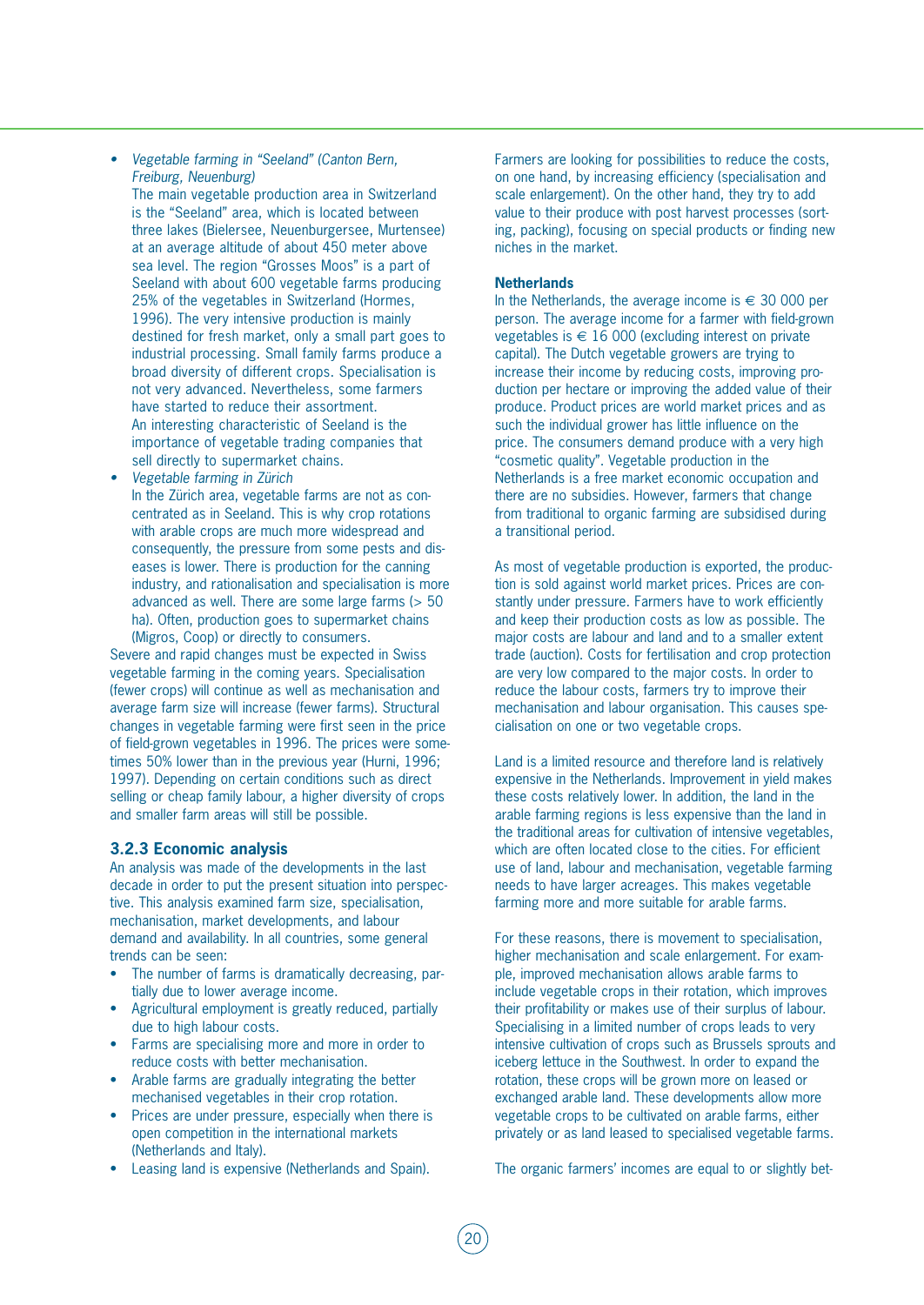- *Vegetable farming in "Seeland" (Canton Bern, Freiburg, Neuenburg)*
  The main vegetable production area in Switzerland is the "Seeland" area, which is located between three lakes (Bielersee, Neuenburgersee, Murtensee) at an average altitude of about 450 meter above sea level. The region "Grosses Moos" is a part of Seeland with about 600 vegetable farms producing 25% of the vegetables in Switzerland (Hormes, 1996). The very intensive production is mainly destined for fresh market, only a small part goes to industrial processing. Small family farms produce a broad diversity of different crops. Specialisation is not very advanced. Nevertheless, some farmers have started to reduce their assortment.
  An interesting characteristic of Seeland is the importance of vegetable trading companies that sell directly to supermarket chains.
- *Vegetable farming in Zürich*
  In the Zürich area, vegetable farms are not as concentrated as in Seeland. This is why crop rotations with arable crops are much more widespread and consequently, the pressure from some pests and diseases is lower. There is production for the canning industry, and rationalisation and specialisation is more advanced as well. There are some large farms (> 50 ha). Often, production goes to supermarket chains (Migros, Coop) or directly to consumers.

Severe and rapid changes must be expected in Swiss vegetable farming in the coming years. Specialisation (fewer crops) will continue as well as mechanisation and average farm size will increase (fewer farms). Structural changes in vegetable farming were first seen in the price of field-grown vegetables in 1996. The prices were sometimes 50% lower than in the previous year (Hurni, 1996; 1997). Depending on certain conditions such as direct selling or cheap family labour, a higher diversity of crops and smaller farm areas will still be possible.

### 3.2.3 Economic analysis

An analysis was made of the developments in the last decade in order to put the present situation into perspective. This analysis examined farm size, specialisation, mechanisation, market developments, and labour demand and availability. In all countries, some general trends can be seen:

- The number of farms is dramatically decreasing, partially due to lower average income.
- Agricultural employment is greatly reduced, partially due to high labour costs.
- Farms are specialising more and more in order to reduce costs with better mechanisation.
- Arable farms are gradually integrating the better mechanised vegetables in their crop rotation.
- Prices are under pressure, especially when there is open competition in the international markets (Netherlands and Italy).
- Leasing land is expensive (Netherlands and Spain).

Farmers are looking for possibilities to reduce the costs, on one hand, by increasing efficiency (specialisation and scale enlargement). On the other hand, they try to add value to their produce with post harvest processes (sorting, packing), focusing on special products or finding new niches in the market.

**Netherlands**

In the Netherlands, the average income is € 30 000 per person. The average income for a farmer with field-grown vegetables is € 16 000 (excluding interest on private capital). The Dutch vegetable growers are trying to increase their income by reducing costs, improving production per hectare or improving the added value of their produce. Product prices are world market prices and as such the individual grower has little influence on the price. The consumers demand produce with a very high "cosmetic quality". Vegetable production in the Netherlands is a free market economic occupation and there are no subsidies. However, farmers that change from traditional to organic farming are subsidised during a transitional period.

As most of vegetable production is exported, the production is sold against world market prices. Prices are constantly under pressure. Farmers have to work efficiently and keep their production costs as low as possible. The major costs are labour and land and to a smaller extent trade (auction). Costs for fertilisation and crop protection are very low compared to the major costs. In order to reduce the labour costs, farmers try to improve their mechanisation and labour organisation. This causes specialisation on one or two vegetable crops.

Land is a limited resource and therefore land is relatively expensive in the Netherlands. Improvement in yield makes these costs relatively lower. In addition, the land in the arable farming regions is less expensive than the land in the traditional areas for cultivation of intensive vegetables, which are often located close to the cities. For efficient use of land, labour and mechanisation, vegetable farming needs to have larger acreages. This makes vegetable farming more and more suitable for arable farms.

For these reasons, there is movement to specialisation, higher mechanisation and scale enlargement. For example, improved mechanisation allows arable farms to include vegetable crops in their rotation, which improves their profitability or makes use of their surplus of labour. Specialising in a limited number of crops leads to very intensive cultivation of crops such as Brussels sprouts and iceberg lettuce in the Southwest. In order to expand the rotation, these crops will be grown more on leased or exchanged arable land. These developments allow more vegetable crops to be cultivated on arable farms, either privately or as land leased to specialised vegetable farms.

The organic farmers' incomes are equal to or slightly bet-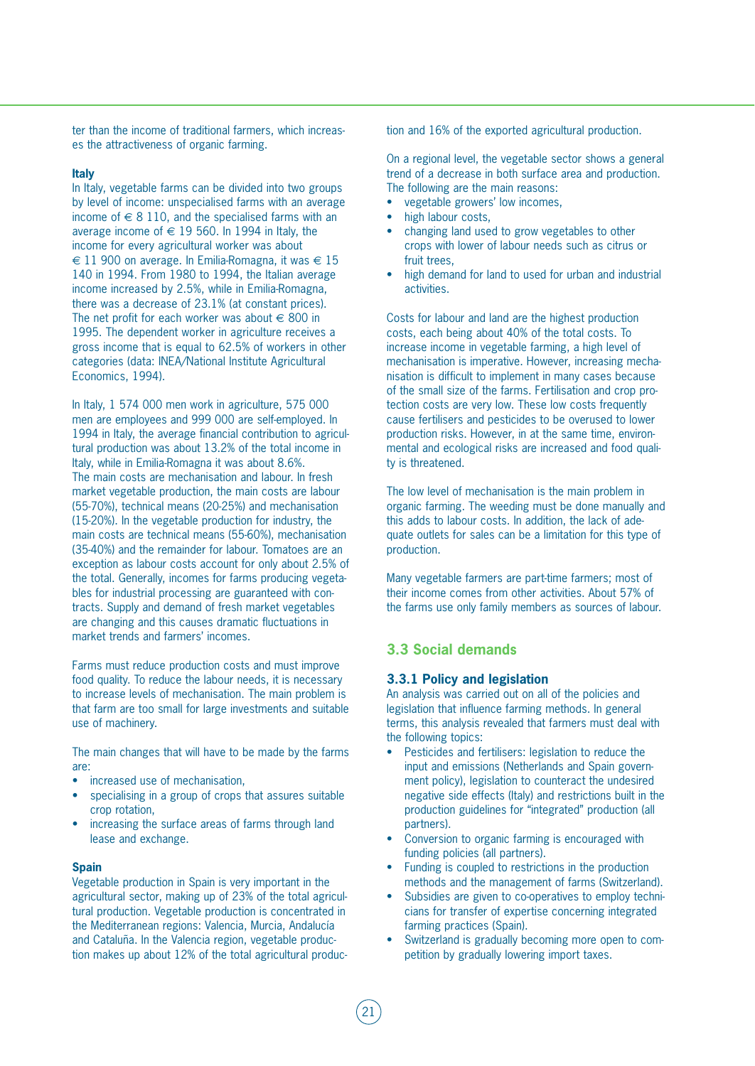ter than the income of traditional farmers, which increases the attractiveness of organic farming.

**Italy**

In Italy, vegetable farms can be divided into two groups by level of income: unspecialised farms with an average income of € 8 110, and the specialised farms with an average income of € 19 560. In 1994 in Italy, the income for every agricultural worker was about € 11 900 on average. In Emilia-Romagna, it was € 15 140 in 1994. From 1980 to 1994, the Italian average income increased by 2.5%, while in Emilia-Romagna, there was a decrease of 23.1% (at constant prices). The net profit for each worker was about € 800 in 1995. The dependent worker in agriculture receives a gross income that is equal to 62.5% of workers in other categories (data: INEA/National Institute Agricultural Economics, 1994).

In Italy, 1 574 000 men work in agriculture, 575 000 men are employees and 999 000 are self-employed. In 1994 in Italy, the average financial contribution to agricultural production was about 13.2% of the total income in Italy, while in Emilia-Romagna it was about 8.6%. The main costs are mechanisation and labour. In fresh market vegetable production, the main costs are labour (55-70%), technical means (20-25%) and mechanisation (15-20%). In the vegetable production for industry, the main costs are technical means (55-60%), mechanisation (35-40%) and the remainder for labour. Tomatoes are an exception as labour costs account for only about 2.5% of the total. Generally, incomes for farms producing vegetables for industrial processing are guaranteed with contracts. Supply and demand of fresh market vegetables are changing and this causes dramatic fluctuations in market trends and farmers' incomes.

Farms must reduce production costs and must improve food quality. To reduce the labour needs, it is necessary to increase levels of mechanisation. The main problem is that farm are too small for large investments and suitable use of machinery.

The main changes that will have to be made by the farms are:

- increased use of mechanisation,
- specialising in a group of crops that assures suitable crop rotation,
- increasing the surface areas of farms through land lease and exchange.

**Spain**

Vegetable production in Spain is very important in the agricultural sector, making up of 23% of the total agricultural production. Vegetable production is concentrated in the Mediterranean regions: Valencia, Murcia, Andalucía and Cataluña. In the Valencia region, vegetable production makes up about 12% of the total agricultural production and 16% of the exported agricultural production.

On a regional level, the vegetable sector shows a general trend of a decrease in both surface area and production. The following are the main reasons:

- vegetable growers' low incomes,
- high labour costs,
- changing land used to grow vegetables to other crops with lower of labour needs such as citrus or fruit trees,
- high demand for land to used for urban and industrial activities.

Costs for labour and land are the highest production costs, each being about 40% of the total costs. To increase income in vegetable farming, a high level of mechanisation is imperative. However, increasing mechanisation is difficult to implement in many cases because of the small size of the farms. Fertilisation and crop protection costs are very low. These low costs frequently cause fertilisers and pesticides to be overused to lower production risks. However, in at the same time, environmental and ecological risks are increased and food quality is threatened.

The low level of mechanisation is the main problem in organic farming. The weeding must be done manually and this adds to labour costs. In addition, the lack of adequate outlets for sales can be a limitation for this type of production.

Many vegetable farmers are part-time farmers; most of their income comes from other activities. About 57% of the farms use only family members as sources of labour.

## 3.3 Social demands

### 3.3.1 Policy and legislation

An analysis was carried out on all of the policies and legislation that influence farming methods. In general terms, this analysis revealed that farmers must deal with the following topics:

- Pesticides and fertilisers: legislation to reduce the input and emissions (Netherlands and Spain government policy), legislation to counteract the undesired negative side effects (Italy) and restrictions built in the production guidelines for "integrated" production (all partners).
- Conversion to organic farming is encouraged with funding policies (all partners).
- Funding is coupled to restrictions in the production methods and the management of farms (Switzerland).
- Subsidies are given to co-operatives to employ technicians for transfer of expertise concerning integrated farming practices (Spain).
- Switzerland is gradually becoming more open to competition by gradually lowering import taxes.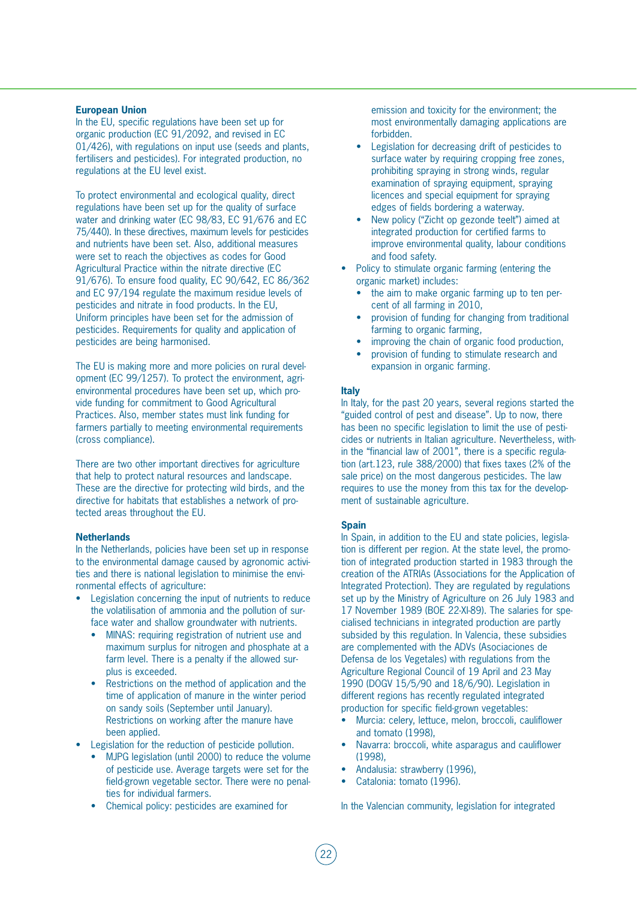**European Union**

In the EU, specific regulations have been set up for organic production (EC 91/2092, and revised in EC 01/426), with regulations on input use (seeds and plants, fertilisers and pesticides). For integrated production, no regulations at the EU level exist.

To protect environmental and ecological quality, direct regulations have been set up for the quality of surface water and drinking water (EC 98/83, EC 91/676 and EC 75/440). In these directives, maximum levels for pesticides and nutrients have been set. Also, additional measures were set to reach the objectives as codes for Good Agricultural Practice within the nitrate directive (EC 91/676). To ensure food quality, EC 90/642, EC 86/362 and EC 97/194 regulate the maximum residue levels of pesticides and nitrate in food products. In the EU, Uniform principles have been set for the admission of pesticides. Requirements for quality and application of pesticides are being harmonised.

The EU is making more and more policies on rural development (EC 99/1257). To protect the environment, agri-environmental procedures have been set up, which provide funding for commitment to Good Agricultural Practices. Also, member states must link funding for farmers partially to meeting environmental requirements (cross compliance).

There are two other important directives for agriculture that help to protect natural resources and landscape. These are the directive for protecting wild birds, and the directive for habitats that establishes a network of protected areas throughout the EU.

**Netherlands**

In the Netherlands, policies have been set up in response to the environmental damage caused by agronomic activities and there is national legislation to minimise the environmental effects of agriculture:

- Legislation concerning the input of nutrients to reduce the volatilisation of ammonia and the pollution of surface water and shallow groundwater with nutrients.
  - MINAS: requiring registration of nutrient use and maximum surplus for nitrogen and phosphate at a farm level. There is a penalty if the allowed surplus is exceeded.
  - Restrictions on the method of application and the time of application of manure in the winter period on sandy soils (September until January). Restrictions on working after the manure have been applied.
- Legislation for the reduction of pesticide pollution.
  - MJPG legislation (until 2000) to reduce the volume of pesticide use. Average targets were set for the field-grown vegetable sector. There were no penalties for individual farmers.
  - Chemical policy: pesticides are examined for emission and toxicity for the environment; the most environmentally damaging applications are forbidden.
  - Legislation for decreasing drift of pesticides to surface water by requiring cropping free zones, prohibiting spraying in strong winds, regular examination of spraying equipment, spraying licences and special equipment for spraying edges of fields bordering a waterway.
  - New policy ("Zicht op gezonde teelt") aimed at integrated production for certified farms to improve environmental quality, labour conditions and food safety.
- Policy to stimulate organic farming (entering the organic market) includes:
  - the aim to make organic farming up to ten percent of all farming in 2010,
  - provision of funding for changing from traditional farming to organic farming,
  - improving the chain of organic food production,
  - provision of funding to stimulate research and expansion in organic farming.

**Italy**

In Italy, for the past 20 years, several regions started the "guided control of pest and disease". Up to now, there has been no specific legislation to limit the use of pesticides or nutrients in Italian agriculture. Nevertheless, within the "financial law of 2001", there is a specific regulation (art.123, rule 388/2000) that fixes taxes (2% of the sale price) on the most dangerous pesticides. The law requires to use the money from this tax for the development of sustainable agriculture.

**Spain**

In Spain, in addition to the EU and state policies, legislation is different per region. At the state level, the promotion of integrated production started in 1983 through the creation of the ATRIAs (Associations for the Application of Integrated Protection). They are regulated by regulations set up by the Ministry of Agriculture on 26 July 1983 and 17 November 1989 (BOE 22-XI-89). The salaries for specialised technicians in integrated production are partly subsided by this regulation. In Valencia, these subsidies are complemented with the ADVs (Asociaciones de Defensa de los Vegetales) with regulations from the Agriculture Regional Council of 19 April and 23 May 1990 (DOGV 15/5/90 and 18/6/90). Legislation in different regions has recently regulated integrated production for specific field-grown vegetables:

- Murcia: celery, lettuce, melon, broccoli, cauliflower and tomato (1998),
- Navarra: broccoli, white asparagus and cauliflower (1998),
- Andalusia: strawberry (1996),
- Catalonia: tomato (1996).

In the Valencian community, legislation for integrated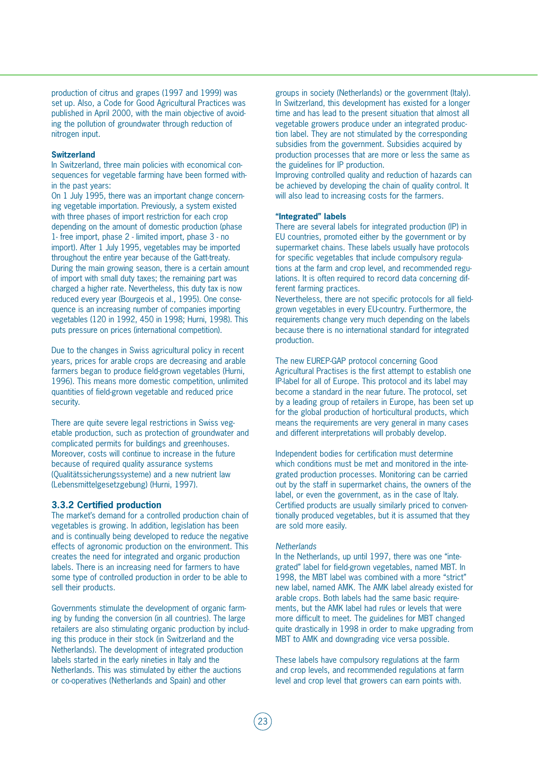production of citrus and grapes (1997 and 1999) was set up. Also, a Code for Good Agricultural Practices was published in April 2000, with the main objective of avoiding the pollution of groundwater through reduction of nitrogen input.

**Switzerland**

In Switzerland, three main policies with economical consequences for vegetable farming have been formed within the past years:

On 1 July 1995, there was an important change concerning vegetable importation. Previously, a system existed with three phases of import restriction for each crop depending on the amount of domestic production (phase 1- free import, phase 2 - limited import, phase 3 - no import). After 1 July 1995, vegetables may be imported throughout the entire year because of the Gatt-treaty. During the main growing season, there is a certain amount of import with small duty taxes; the remaining part was charged a higher rate. Nevertheless, this duty tax is now reduced every year (Bourgeois et al., 1995). One consequence is an increasing number of companies importing vegetables (120 in 1992, 450 in 1998; Hurni, 1998). This puts pressure on prices (international competition).

Due to the changes in Swiss agricultural policy in recent years, prices for arable crops are decreasing and arable farmers began to produce field-grown vegetables (Hurni, 1996). This means more domestic competition, unlimited quantities of field-grown vegetable and reduced price security.

There are quite severe legal restrictions in Swiss vegetable production, such as protection of groundwater and complicated permits for buildings and greenhouses. Moreover, costs will continue to increase in the future because of required quality assurance systems (Qualitätssicherungssysteme) and a new nutrient law (Lebensmittelgesetzgebung) (Hurni, 1997).

### 3.3.2 Certified production

The market's demand for a controlled production chain of vegetables is growing. In addition, legislation has been and is continually being developed to reduce the negative effects of agronomic production on the environment. This creates the need for integrated and organic production labels. There is an increasing need for farmers to have some type of controlled production in order to be able to sell their products.

Governments stimulate the development of organic farming by funding the conversion (in all countries). The large retailers are also stimulating organic production by including this produce in their stock (in Switzerland and the Netherlands). The development of integrated production labels started in the early nineties in Italy and the Netherlands. This was stimulated by either the auctions or co-operatives (Netherlands and Spain) and other groups in society (Netherlands) or the government (Italy). In Switzerland, this development has existed for a longer time and has lead to the present situation that almost all vegetable growers produce under an integrated production label. They are not stimulated by the corresponding subsidies from the government. Subsidies acquired by production processes that are more or less the same as the guidelines for IP production.

Improving controlled quality and reduction of hazards can be achieved by developing the chain of quality control. It will also lead to increasing costs for the farmers.

**"Integrated" labels**

There are several labels for integrated production (IP) in EU countries, promoted either by the government or by supermarket chains. These labels usually have protocols for specific vegetables that include compulsory regulations at the farm and crop level, and recommended regulations. It is often required to record data concerning different farming practices.

Nevertheless, there are not specific protocols for all field-grown vegetables in every EU-country. Furthermore, the requirements change very much depending on the labels because there is no international standard for integrated production.

The new EUREP-GAP protocol concerning Good Agricultural Practises is the first attempt to establish one IP-label for all of Europe. This protocol and its label may become a standard in the near future. The protocol, set by a leading group of retailers in Europe, has been set up for the global production of horticultural products, which means the requirements are very general in many cases and different interpretations will probably develop.

Independent bodies for certification must determine which conditions must be met and monitored in the integrated production processes. Monitoring can be carried out by the staff in supermarket chains, the owners of the label, or even the government, as in the case of Italy. Certified products are usually similarly priced to conventionally produced vegetables, but it is assumed that they are sold more easily.

*Netherlands*

In the Netherlands, up until 1997, there was one "integrated" label for field-grown vegetables, named MBT. In 1998, the MBT label was combined with a more "strict" new label, named AMK. The AMK label already existed for arable crops. Both labels had the same basic requirements, but the AMK label had rules or levels that were more difficult to meet. The guidelines for MBT changed quite drastically in 1998 in order to make upgrading from MBT to AMK and downgrading vice versa possible.

These labels have compulsory regulations at the farm and crop levels, and recommended regulations at farm level and crop level that growers can earn points with.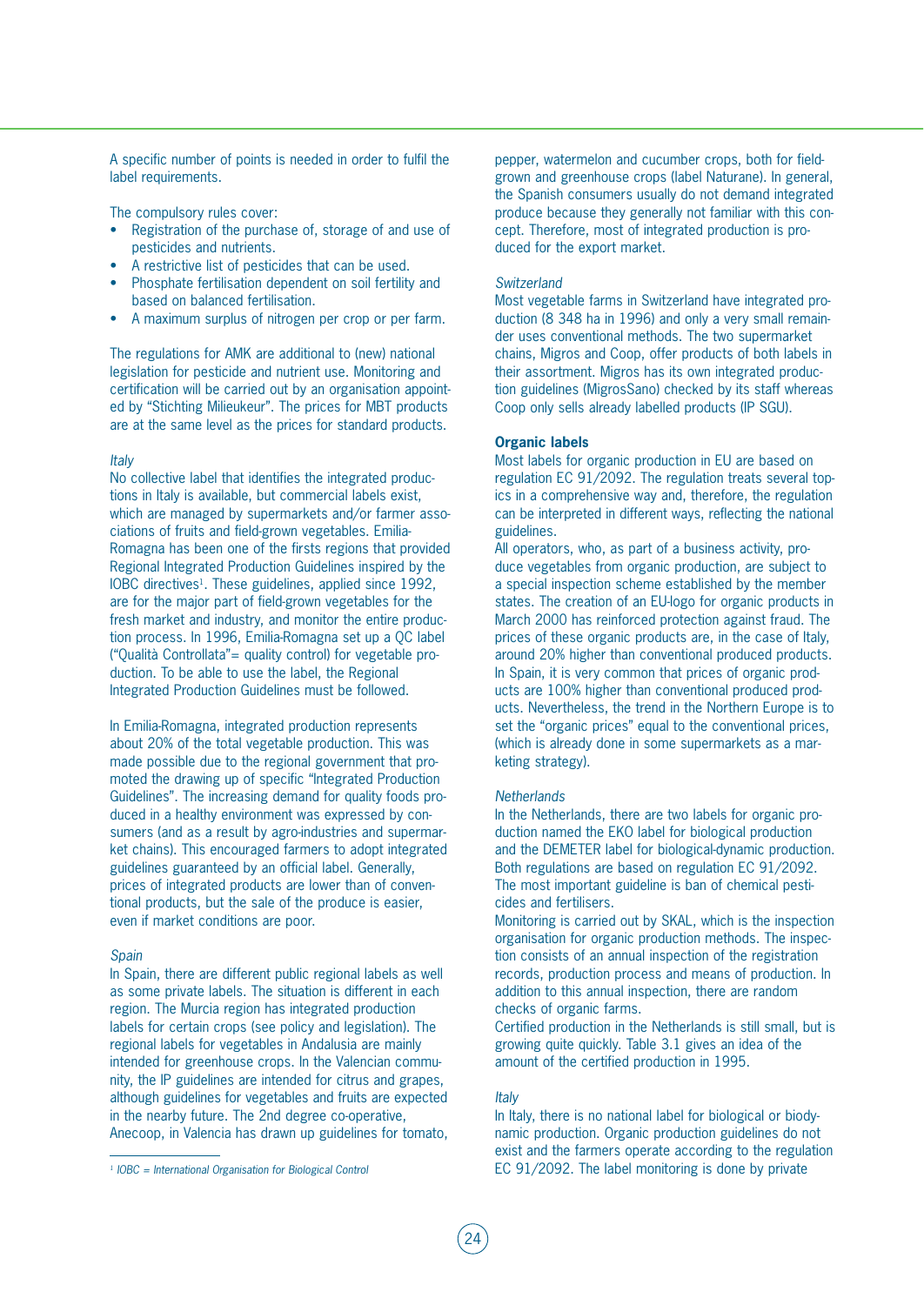A specific number of points is needed in order to fulfil the label requirements.

The compulsory rules cover:

- Registration of the purchase of, storage of and use of pesticides and nutrients.
- A restrictive list of pesticides that can be used.
- Phosphate fertilisation dependent on soil fertility and based on balanced fertilisation.
- A maximum surplus of nitrogen per crop or per farm.

The regulations for AMK are additional to (new) national legislation for pesticide and nutrient use. Monitoring and certification will be carried out by an organisation appointed by "Stichting Milieukeur". The prices for MBT products are at the same level as the prices for standard products.

*Italy*

No collective label that identifies the integrated productions in Italy is available, but commercial labels exist, which are managed by supermarkets and/or farmer associations of fruits and field-grown vegetables. Emilia-Romagna has been one of the firsts regions that provided Regional Integrated Production Guidelines inspired by the IOBC directives[1]. These guidelines, applied since 1992, are for the major part of field-grown vegetables for the fresh market and industry, and monitor the entire production process. In 1996, Emilia-Romagna set up a QC label ("Qualità Controllata"= quality control) for vegetable production. To be able to use the label, the Regional Integrated Production Guidelines must be followed.

In Emilia-Romagna, integrated production represents about 20% of the total vegetable production. This was made possible due to the regional government that promoted the drawing up of specific "Integrated Production Guidelines". The increasing demand for quality foods produced in a healthy environment was expressed by consumers (and as a result by agro-industries and supermarket chains). This encouraged farmers to adopt integrated guidelines guaranteed by an official label. Generally, prices of integrated products are lower than of conventional products, but the sale of the produce is easier, even if market conditions are poor.

*Spain*

In Spain, there are different public regional labels as well as some private labels. The situation is different in each region. The Murcia region has integrated production labels for certain crops (see policy and legislation). The regional labels for vegetables in Andalusia are mainly intended for greenhouse crops. In the Valencian community, the IP guidelines are intended for citrus and grapes, although guidelines for vegetables and fruits are expected in the nearby future. The 2nd degree co-operative, Anecoop, in Valencia has drawn up guidelines for tomato, pepper, watermelon and cucumber crops, both for field-grown and greenhouse crops (label Naturane). In general, the Spanish consumers usually do not demand integrated produce because they generally not familiar with this concept. Therefore, most of integrated production is produced for the export market.

*Switzerland*

Most vegetable farms in Switzerland have integrated production (8 348 ha in 1996) and only a very small remainder uses conventional methods. The two supermarket chains, Migros and Coop, offer products of both labels in their assortment. Migros has its own integrated production guidelines (MigrosSano) checked by its staff whereas Coop only sells already labelled products (IP SGU).

**Organic labels**

Most labels for organic production in EU are based on regulation EC 91/2092. The regulation treats several topics in a comprehensive way and, therefore, the regulation can be interpreted in different ways, reflecting the national guidelines.

All operators, who, as part of a business activity, produce vegetables from organic production, are subject to a special inspection scheme established by the member states. The creation of an EU-logo for organic products in March 2000 has reinforced protection against fraud. The prices of these organic products are, in the case of Italy, around 20% higher than conventional produced products. In Spain, it is very common that prices of organic products are 100% higher than conventional produced products. Nevertheless, the trend in the Northern Europe is to set the "organic prices" equal to the conventional prices, (which is already done in some supermarkets as a marketing strategy).

*Netherlands*

In the Netherlands, there are two labels for organic production named the EKO label for biological production and the DEMETER label for biological-dynamic production. Both regulations are based on regulation EC 91/2092. The most important guideline is ban of chemical pesticides and fertilisers.

Monitoring is carried out by SKAL, which is the inspection organisation for organic production methods. The inspection consists of an annual inspection of the registration records, production process and means of production. In addition to this annual inspection, there are random checks of organic farms.

Certified production in the Netherlands is still small, but is growing quite quickly. Table 3.1 gives an idea of the amount of the certified production in 1995.

*Italy*

In Italy, there is no national label for biological or biodynamic production. Organic production guidelines do not exist and the farmers operate according to the regulation EC 91/2092. The label monitoring is done by private

[1] IOBC = International Organisation for Biological Control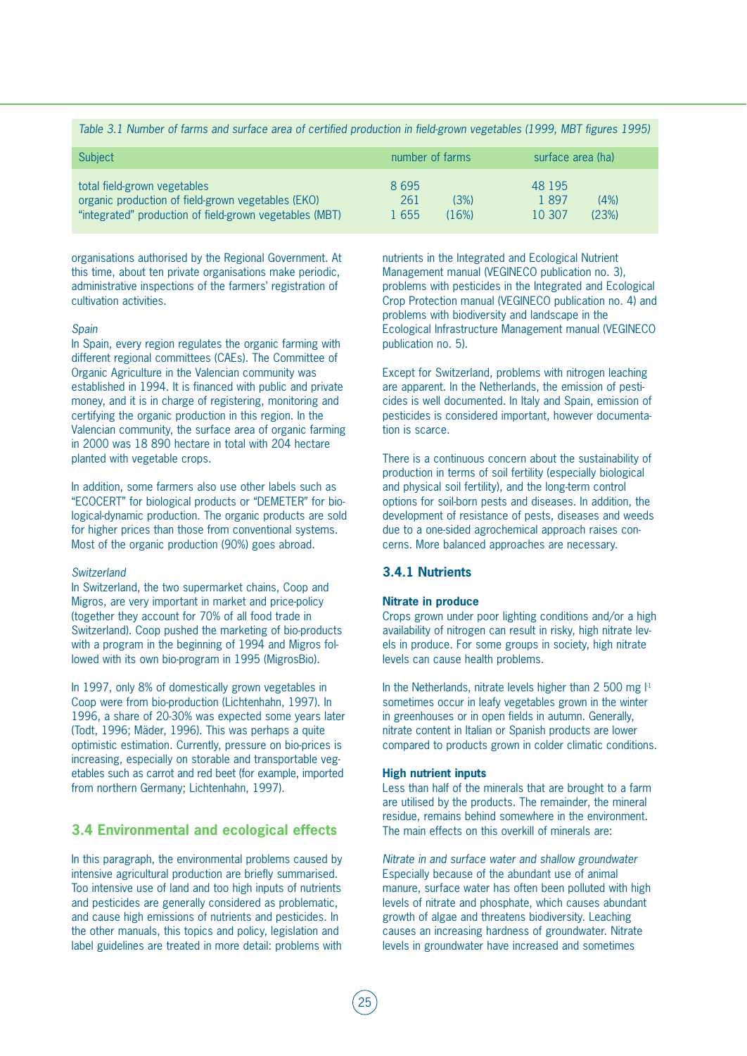*Table 3.1 Number of farms and surface area of certified production in field-grown vegetables (1999, MBT figures 1995)*

| Subject | number of farms | | surface area (ha) | |
|---|---|---|---|---|
| total field-grown vegetables | 8 695 | | 48 195 | |
| organic production of field-grown vegetables (EKO) | 261 | (3%) | 1 897 | (4%) |
| "integrated" production of field-grown vegetables (MBT) | 1 655 | (16%) | 10 307 | (23%) |

organisations authorised by the Regional Government. At this time, about ten private organisations make periodic, administrative inspections of the farmers' registration of cultivation activities.

*Spain*

In Spain, every region regulates the organic farming with different regional committees (CAEs). The Committee of Organic Agriculture in the Valencian community was established in 1994. It is financed with public and private money, and it is in charge of registering, monitoring and certifying the organic production in this region. In the Valencian community, the surface area of organic farming in 2000 was 18 890 hectare in total with 204 hectare planted with vegetable crops.

In addition, some farmers also use other labels such as "ECOCERT" for biological products or "DEMETER" for biological-dynamic production. The organic products are sold for higher prices than those from conventional systems. Most of the organic production (90%) goes abroad.

*Switzerland*

In Switzerland, the two supermarket chains, Coop and Migros, are very important in market and price-policy (together they account for 70% of all food trade in Switzerland). Coop pushed the marketing of bio-products with a program in the beginning of 1994 and Migros followed with its own bio-program in 1995 (MigrosBio).

In 1997, only 8% of domestically grown vegetables in Coop were from bio-production (Lichtenhahn, 1997). In 1996, a share of 20-30% was expected some years later (Todt, 1996; Mäder, 1996). This was perhaps a quite optimistic estimation. Currently, pressure on bio-prices is increasing, especially on storable and transportable vegetables such as carrot and red beet (for example, imported from northern Germany; Lichtenhahn, 1997).

## 3.4 Environmental and ecological effects

In this paragraph, the environmental problems caused by intensive agricultural production are briefly summarised. Too intensive use of land and too high inputs of nutrients and pesticides are generally considered as problematic, and cause high emissions of nutrients and pesticides. In the other manuals, this topics and policy, legislation and label guidelines are treated in more detail: problems with nutrients in the Integrated and Ecological Nutrient Management manual (VEGINECO publication no. 3), problems with pesticides in the Integrated and Ecological Crop Protection manual (VEGINECO publication no. 4) and problems with biodiversity and landscape in the Ecological Infrastructure Management manual (VEGINECO publication no. 5).

Except for Switzerland, problems with nitrogen leaching are apparent. In the Netherlands, the emission of pesticides is well documented. In Italy and Spain, emission of pesticides is considered important, however documentation is scarce.

There is a continuous concern about the sustainability of production in terms of soil fertility (especially biological and physical soil fertility), and the long-term control options for soil-born pests and diseases. In addition, the development of resistance of pests, diseases and weeds due to a one-sided agrochemical approach raises concerns. More balanced approaches are necessary.

### 3.4.1 Nutrients

**Nitrate in produce**

Crops grown under poor lighting conditions and/or a high availability of nitrogen can result in risky, high nitrate levels in produce. For some groups in society, high nitrate levels can cause health problems.

In the Netherlands, nitrate levels higher than 2 500 mg $l^{-1}$ sometimes occur in leafy vegetables grown in the winter in greenhouses or in open fields in autumn. Generally, nitrate content in Italian or Spanish products are lower compared to products grown in colder climatic conditions.

**High nutrient inputs**

Less than half of the minerals that are brought to a farm are utilised by the products. The remainder, the mineral residue, remains behind somewhere in the environment. The main effects on this overkill of minerals are:

*Nitrate in and surface water and shallow groundwater*

Especially because of the abundant use of animal manure, surface water has often been polluted with high levels of nitrate and phosphate, which causes abundant growth of algae and threatens biodiversity. Leaching causes an increasing hardness of groundwater. Nitrate levels in groundwater have increased and sometimes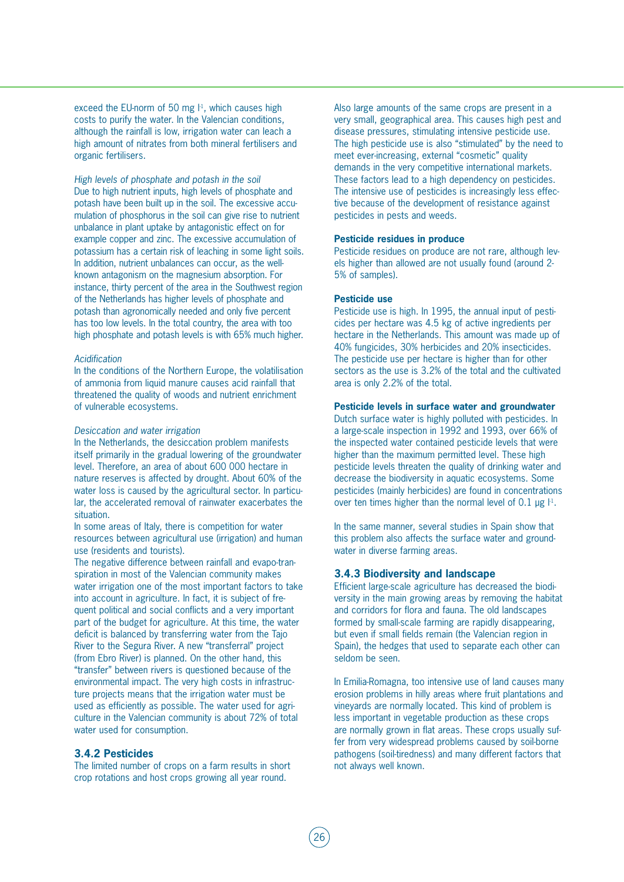exceed the EU-norm of 50 mg $l^{-1}$, which causes high costs to purify the water. In the Valencian conditions, although the rainfall is low, irrigation water can leach a high amount of nitrates from both mineral fertilisers and organic fertilisers.

*High levels of phosphate and potash in the soil*

Due to high nutrient inputs, high levels of phosphate and potash have been built up in the soil. The excessive accumulation of phosphorus in the soil can give rise to nutrient unbalance in plant uptake by antagonistic effect on for example copper and zinc. The excessive accumulation of potassium has a certain risk of leaching in some light soils. In addition, nutrient unbalances can occur, as the well-known antagonism on the magnesium absorption. For instance, thirty percent of the area in the Southwest region of the Netherlands has higher levels of phosphate and potash than agronomically needed and only five percent has too low levels. In the total country, the area with too high phosphate and potash levels is with 65% much higher.

*Acidification*

In the conditions of the Northern Europe, the volatilisation of ammonia from liquid manure causes acid rainfall that threatened the quality of woods and nutrient enrichment of vulnerable ecosystems.

*Desiccation and water irrigation*

In the Netherlands, the desiccation problem manifests itself primarily in the gradual lowering of the groundwater level. Therefore, an area of about 600 000 hectare in nature reserves is affected by drought. About 60% of the water loss is caused by the agricultural sector. In particular, the accelerated removal of rainwater exacerbates the situation.

In some areas of Italy, there is competition for water resources between agricultural use (irrigation) and human use (residents and tourists).

The negative difference between rainfall and evapo-transpiration in most of the Valencian community makes water irrigation one of the most important factors to take into account in agriculture. In fact, it is subject of frequent political and social conflicts and a very important part of the budget for agriculture. At this time, the water deficit is balanced by transferring water from the Tajo River to the Segura River. A new "transferral" project (from Ebro River) is planned. On the other hand, this "transfer" between rivers is questioned because of the environmental impact. The very high costs in infrastructure projects means that the irrigation water must be used as efficiently as possible. The water used for agriculture in the Valencian community is about 72% of total water used for consumption.

### 3.4.2 Pesticides

The limited number of crops on a farm results in short crop rotations and host crops growing all year round.

Also large amounts of the same crops are present in a very small, geographical area. This causes high pest and disease pressures, stimulating intensive pesticide use. The high pesticide use is also "stimulated" by the need to meet ever-increasing, external "cosmetic" quality demands in the very competitive international markets. These factors lead to a high dependency on pesticides. The intensive use of pesticides is increasingly less effective because of the development of resistance against pesticides in pests and weeds.

**Pesticide residues in produce**

Pesticide residues on produce are not rare, although levels higher than allowed are not usually found (around 2-5% of samples).

**Pesticide use**

Pesticide use is high. In 1995, the annual input of pesticides per hectare was 4.5 kg of active ingredients per hectare in the Netherlands. This amount was made up of 40% fungicides, 30% herbicides and 20% insecticides. The pesticide use per hectare is higher than for other sectors as the use is 3.2% of the total and the cultivated area is only 2.2% of the total.

**Pesticide levels in surface water and groundwater**

Dutch surface water is highly polluted with pesticides. In a large-scale inspection in 1992 and 1993, over 66% of the inspected water contained pesticide levels that were higher than the maximum permitted level. These high pesticide levels threaten the quality of drinking water and decrease the biodiversity in aquatic ecosystems. Some pesticides (mainly herbicides) are found in concentrations over ten times higher than the normal level of 0.1 µg $l^{-1}$.

In the same manner, several studies in Spain show that this problem also affects the surface water and groundwater in diverse farming areas.

### 3.4.3 Biodiversity and landscape

Efficient large-scale agriculture has decreased the biodiversity in the main growing areas by removing the habitat and corridors for flora and fauna. The old landscapes formed by small-scale farming are rapidly disappearing, but even if small fields remain (the Valencian region in Spain), the hedges that used to separate each other can seldom be seen.

In Emilia-Romagna, too intensive use of land causes many erosion problems in hilly areas where fruit plantations and vineyards are normally located. This kind of problem is less important in vegetable production as these crops are normally grown in flat areas. These crops usually suffer from very widespread problems caused by soil-borne pathogens (soil-tiredness) and many different factors that not always well known.